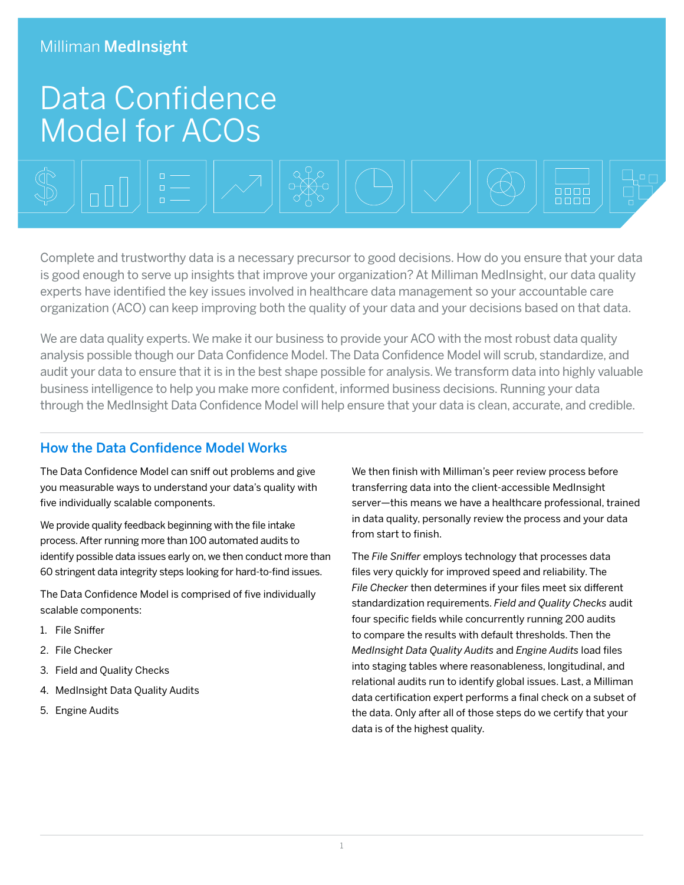Milliman **MedInsight**

# Data Confidence Model for ACOs

Complete and trustworthy data is a necessary precursor to good decisions. How do you ensure that your data is good enough to serve up insights that improve your organization? At Milliman MedInsight, our data quality experts have identified the key issues involved in healthcare data management so your accountable care organization (ACO) can keep improving both the quality of your data and your decisions based on that data.

We are data quality experts. We make it our business to provide your ACO with the most robust data quality analysis possible though our Data Confidence Model. The Data Confidence Model will scrub, standardize, and audit your data to ensure that it is in the best shape possible for analysis. We transform data into highly valuable business intelligence to help you make more confident, informed business decisions. Running your data through the MedInsight Data Confidence Model will help ensure that your data is clean, accurate, and credible.

## How the Data Confidence Model Works

The Data Confidence Model can sniff out problems and give you measurable ways to understand your data's quality with five individually scalable components.

We provide quality feedback beginning with the file intake process. After running more than 100 automated audits to identify possible data issues early on, we then conduct more than 60 stringent data integrity steps looking for hard-to-find issues.

The Data Confidence Model is comprised of five individually scalable components:

1. File Sniffer
2. File Checker
3. Field and Quality Checks
4. MedInsight Data Quality Audits
5. Engine Audits

We then finish with Milliman's peer review process before transferring data into the client-accessible MedInsight server—this means we have a healthcare professional, trained in data quality, personally review the process and your data from start to finish.

The *File Sniffer* employs technology that processes data files very quickly for improved speed and reliability. The *File Checker* then determines if your files meet six different standardization requirements. *Field and Quality Checks* audit four specific fields while concurrently running 200 audits to compare the results with default thresholds. Then the *MedInsight Data Quality Audits* and *Engine Audits* load files into staging tables where reasonableness, longitudinal, and relational audits run to identify global issues. Last, a Milliman data certification expert performs a final check on a subset of the data. Only after all of those steps do we certify that your data is of the highest quality.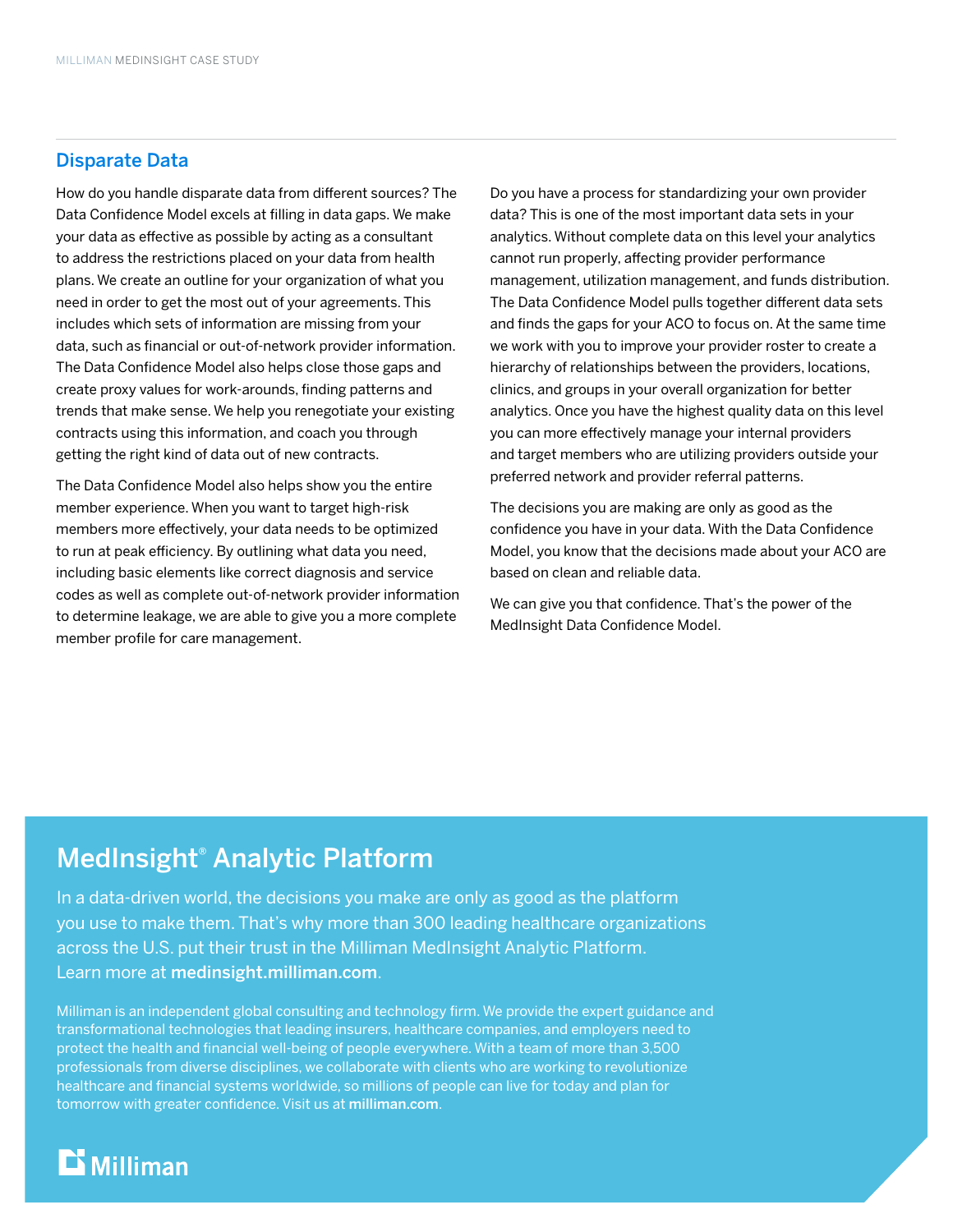## Disparate Data

How do you handle disparate data from different sources? The Data Confidence Model excels at filling in data gaps. We make your data as effective as possible by acting as a consultant to address the restrictions placed on your data from health plans. We create an outline for your organization of what you need in order to get the most out of your agreements. This includes which sets of information are missing from your data, such as financial or out-of-network provider information. The Data Confidence Model also helps close those gaps and create proxy values for work-arounds, finding patterns and trends that make sense. We help you renegotiate your existing contracts using this information, and coach you through getting the right kind of data out of new contracts.

The Data Confidence Model also helps show you the entire member experience. When you want to target high-risk members more effectively, your data needs to be optimized to run at peak efficiency. By outlining what data you need, including basic elements like correct diagnosis and service codes as well as complete out-of-network provider information to determine leakage, we are able to give you a more complete member profile for care management.

Do you have a process for standardizing your own provider data? This is one of the most important data sets in your analytics. Without complete data on this level your analytics cannot run properly, affecting provider performance management, utilization management, and funds distribution. The Data Confidence Model pulls together different data sets and finds the gaps for your ACO to focus on. At the same time we work with you to improve your provider roster to create a hierarchy of relationships between the providers, locations, clinics, and groups in your overall organization for better analytics. Once you have the highest quality data on this level you can more effectively manage your internal providers and target members who are utilizing providers outside your preferred network and provider referral patterns.

The decisions you are making are only as good as the confidence you have in your data. With the Data Confidence Model, you know that the decisions made about your ACO are based on clean and reliable data.

We can give you that confidence. That's the power of the MedInsight Data Confidence Model.

## MedInsight® Analytic Platform

In a data-driven world, the decisions you make are only as good as the platform you use to make them. That's why more than 300 leading healthcare organizations across the U.S. put their trust in the Milliman MedInsight Analytic Platform. Learn more at **medinsight.milliman.com**.

Milliman is an independent global consulting and technology firm. We provide the expert guidance and transformational technologies that leading insurers, healthcare companies, and employers need to protect the health and financial well-being of people everywhere. With a team of more than 3,500 professionals from diverse disciplines, we collaborate with clients who are working to revolutionize healthcare and financial systems worldwide, so millions of people can live for today and plan for tomorrow with greater confidence. Visit us at **milliman.com**.

Milliman